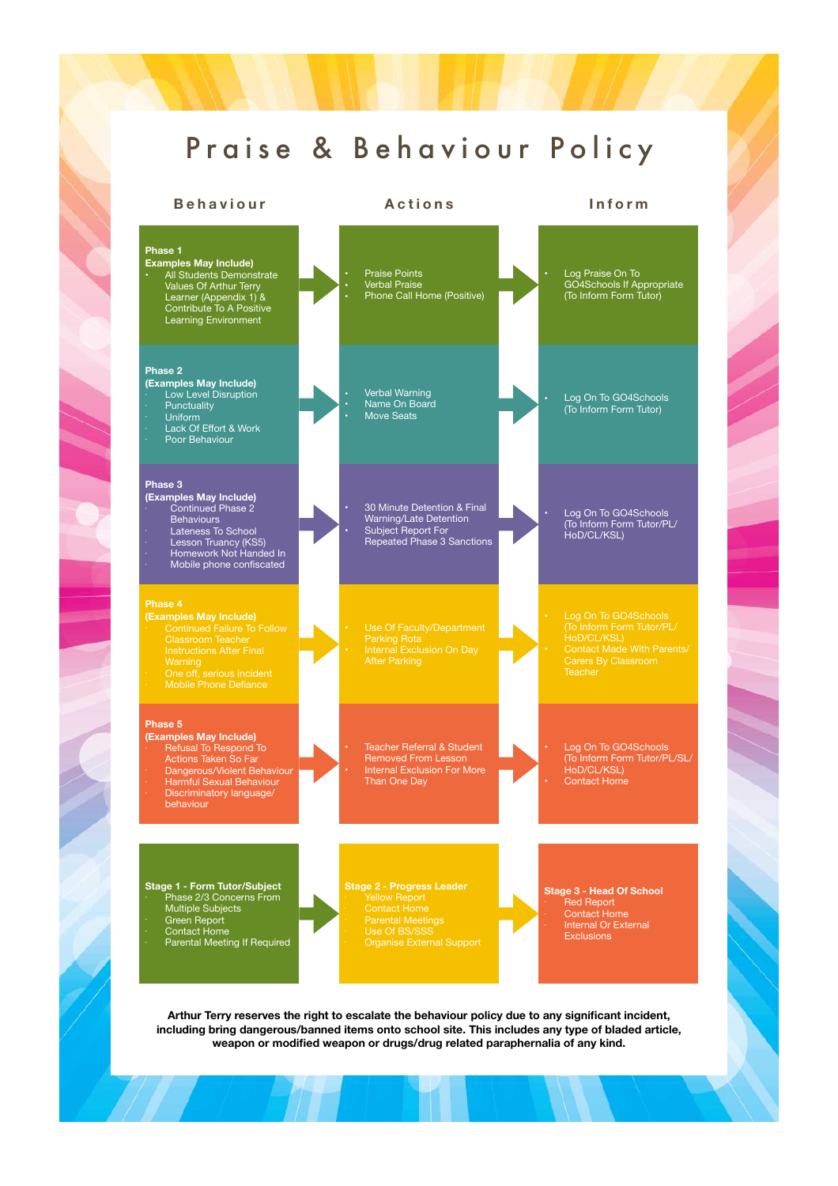# Praise & Behaviour Policy

| Behaviour | Actions | Inform |
|---|---|---|
| **Phase 1**<br>**Examples May Include)**<br>• All Students Demonstrate Values Of Arthur Terry Learner (Appendix 1) & Contribute To A Positive Learning Environment | • Praise Points<br>• Verbal Praise<br>• Phone Call Home (Positive) | • Log Praise On To GO4Schools If Appropriate (To Inform Form Tutor) |
| **Phase 2**<br>**(Examples May Include)**<br>· Low Level Disruption<br>· Punctuality<br>· Uniform<br>· Lack Of Effort & Work<br>· Poor Behaviour | • Verbal Warning<br>• Name On Board<br>• Move Seats | • Log On To GO4Schools (To Inform Form Tutor) |
| **Phase 3**<br>**(Examples May Include)**<br>· Continued Phase 2 Behaviours<br>· Lateness To School<br>· Lesson Truancy (KS5)<br>· Homework Not Handed In<br>· Mobile phone confiscated | • 30 Minute Detention & Final Warning/Late Detention<br>• Subject Report For Repeated Phase 3 Sanctions | • Log On To GO4Schools (To Inform Form Tutor/PL/HoD/CL/KSL) |
| **Phase 4**<br>**(Examples May Include)**<br>· Continued Failure To Follow Classroom Teacher Instructions After Final Warning<br>· One off, serious incident<br>· Mobile Phone Defiance | • Use Of Faculty/Department Parking Rota<br>• Internal Exclusion On Day After Parking | • Log On To GO4Schools (To Inform Form Tutor/PL/HoD/CL/KSL)<br>• Contact Made With Parents/Carers By Classroom Teacher |
| **Phase 5**<br>**(Examples May Include)**<br>· Refusal To Respond To Actions Taken So Far<br>· Dangerous/Violent Behaviour<br>· Harmful Sexual Behaviour<br>· Discriminatory language/behaviour | • Teacher Referral & Student Removed From Lesson<br>• Internal Exclusion For More Than One Day | • Log On To GO4Schools (To Inform Form Tutor/PL/SL/HoD/CL/KSL)<br>• Contact Home |
| **Stage 1 - Form Tutor/Subject**<br>· Phase 2/3 Concerns From Multiple Subjects<br>· Green Report<br>· Contact Home<br>· Parental Meeting If Required | **Stage 2 - Progress Leader**<br>· Yellow Report<br>· Contact Home<br>· Parental Meetings<br>· Use Of BS/SSS<br>· Organise External Support | **Stage 3 - Head Of School**<br>· Red Report<br>· Contact Home<br>· Internal Or External Exclusions |

**Arthur Terry reserves the right to escalate the behaviour policy due to any significant incident, including bring dangerous/banned items onto school site. This includes any type of bladed article, weapon or modified weapon or drugs/drug related paraphernalia of any kind.**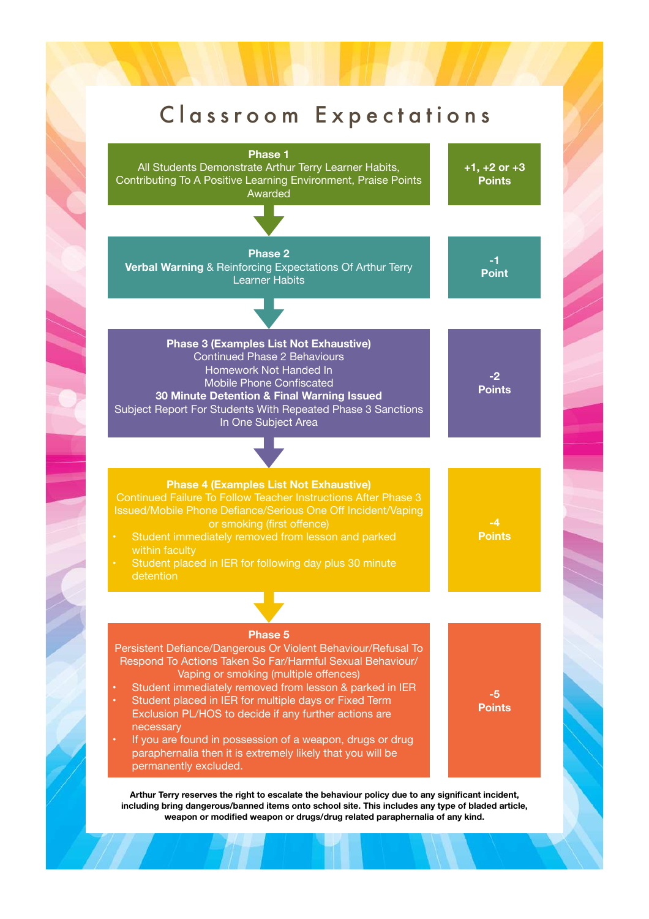# Classroom Expectations

| Phase | Points |
|---|---|
| **Phase 1**<br>All Students Demonstrate Arthur Terry Learner Habits, Contributing To A Positive Learning Environment, Praise Points Awarded | **+1, +2 or +3 Points** |
| **Phase 2**<br>**Verbal Warning** & Reinforcing Expectations Of Arthur Terry Learner Habits | **-1 Point** |
| **Phase 3 (Examples List Not Exhaustive)**<br>Continued Phase 2 Behaviours<br>Homework Not Handed In<br>Mobile Phone Confiscated<br>**30 Minute Detention & Final Warning Issued**<br>Subject Report For Students With Repeated Phase 3 Sanctions In One Subject Area | **-2 Points** |
| **Phase 4 (Examples List Not Exhaustive)**<br>Continued Failure To Follow Teacher Instructions After Phase 3 Issued/Mobile Phone Defiance/Serious One Off Incident/Vaping or smoking (first offence)<br>• Student immediately removed from lesson and parked within faculty<br>• Student placed in IER for following day plus 30 minute detention | **-4 Points** |
| **Phase 5**<br>Persistent Defiance/Dangerous Or Violent Behaviour/Refusal To Respond To Actions Taken So Far/Harmful Sexual Behaviour/ Vaping or smoking (multiple offences)<br>• Student immediately removed from lesson & parked in IER<br>• Student placed in IER for multiple days or Fixed Term Exclusion PL/HOS to decide if any further actions are necessary<br>• If you are found in possession of a weapon, drugs or drug paraphernalia then it is extremely likely that you will be permanently excluded. | **-5 Points** |

**Arthur Terry reserves the right to escalate the behaviour policy due to any significant incident, including bring dangerous/banned items onto school site. This includes any type of bladed article, weapon or modified weapon or drugs/drug related paraphernalia of any kind.**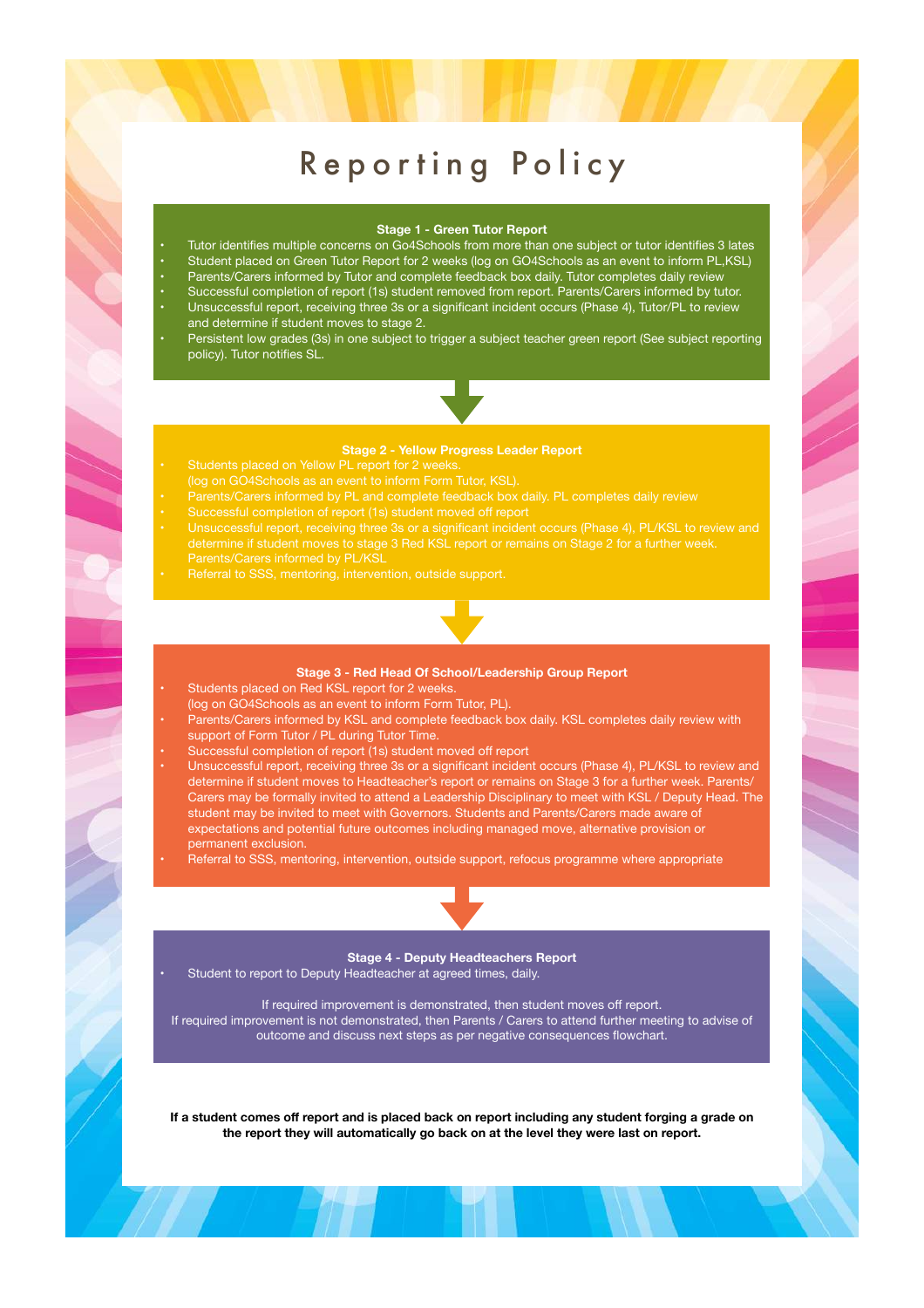# Reporting Policy

### Stage 1 - Green Tutor Report

- Tutor identifies multiple concerns on Go4Schools from more than one subject or tutor identifies 3 lates
- Student placed on Green Tutor Report for 2 weeks (log on GO4Schools as an event to inform PL,KSL)
- Parents/Carers informed by Tutor and complete feedback box daily. Tutor completes daily review
- Successful completion of report (1s) student removed from report. Parents/Carers informed by tutor.
- Unsuccessful report, receiving three 3s or a significant incident occurs (Phase 4), Tutor/PL to review and determine if student moves to stage 2.
- Persistent low grades (3s) in one subject to trigger a subject teacher green report (See subject reporting policy). Tutor notifies SL.

### Stage 2 - Yellow Progress Leader Report

- Students placed on Yellow PL report for 2 weeks. (log on GO4Schools as an event to inform Form Tutor, KSL).
- Parents/Carers informed by PL and complete feedback box daily. PL completes daily review
- Successful completion of report (1s) student moved off report
- Unsuccessful report, receiving three 3s or a significant incident occurs (Phase 4), PL/KSL to review and determine if student moves to stage 3 Red KSL report or remains on Stage 2 for a further week. Parents/Carers informed by PL/KSL
- Referral to SSS, mentoring, intervention, outside support.

### Stage 3 - Red Head Of School/Leadership Group Report

- Students placed on Red KSL report for 2 weeks. (log on GO4Schools as an event to inform Form Tutor, PL).
- Parents/Carers informed by KSL and complete feedback box daily. KSL completes daily review with support of Form Tutor / PL during Tutor Time.
- Successful completion of report (1s) student moved off report
- Unsuccessful report, receiving three 3s or a significant incident occurs (Phase 4), PL/KSL to review and determine if student moves to Headteacher's report or remains on Stage 3 for a further week. Parents/Carers may be formally invited to attend a Leadership Disciplinary to meet with KSL / Deputy Head. The student may be invited to meet with Governors. Students and Parents/Carers made aware of expectations and potential future outcomes including managed move, alternative provision or permanent exclusion.
- Referral to SSS, mentoring, intervention, outside support, refocus programme where appropriate

### Stage 4 - Deputy Headteachers Report

- Student to report to Deputy Headteacher at agreed times, daily.

If required improvement is demonstrated, then student moves off report.
If required improvement is not demonstrated, then Parents / Carers to attend further meeting to advise of outcome and discuss next steps as per negative consequences flowchart.

**If a student comes off report and is placed back on report including any student forging a grade on the report they will automatically go back on at the level they were last on report.**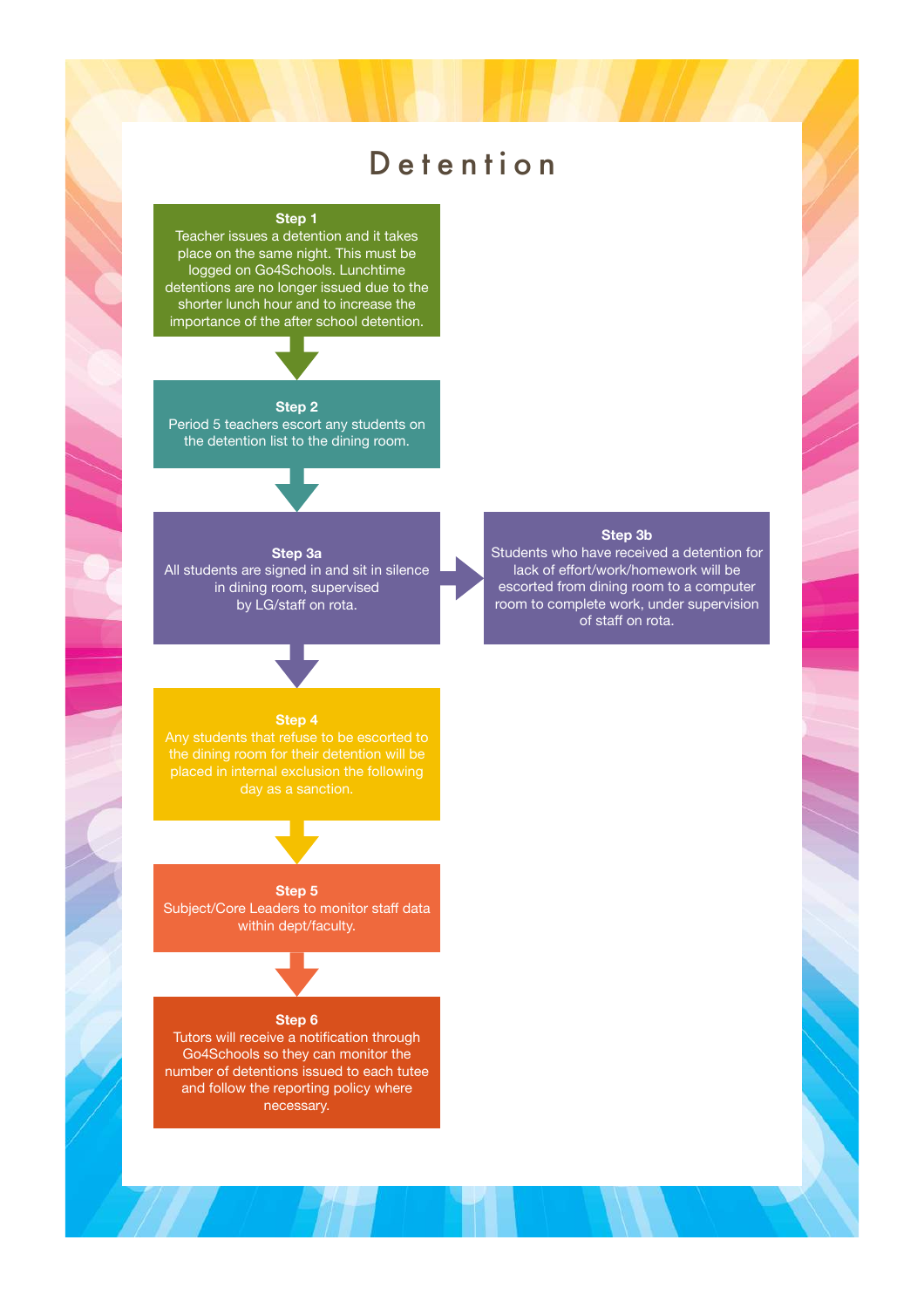# Detention

**Step 1**
Teacher issues a detention and it takes place on the same night. This must be logged on Go4Schools. Lunchtime detentions are no longer issued due to the shorter lunch hour and to increase the importance of the after school detention.

**Step 2**
Period 5 teachers escort any students on the detention list to the dining room.

**Step 3a**
All students are signed in and sit in silence in dining room, supervised by LG/staff on rota.

**Step 3b**
Students who have received a detention for lack of effort/work/homework will be escorted from dining room to a computer room to complete work, under supervision of staff on rota.

**Step 4**
Any students that refuse to be escorted to the dining room for their detention will be placed in internal exclusion the following day as a sanction.

**Step 5**
Subject/Core Leaders to monitor staff data within dept/faculty.

**Step 6**
Tutors will receive a notification through Go4Schools so they can monitor the number of detentions issued to each tutee and follow the reporting policy where necessary.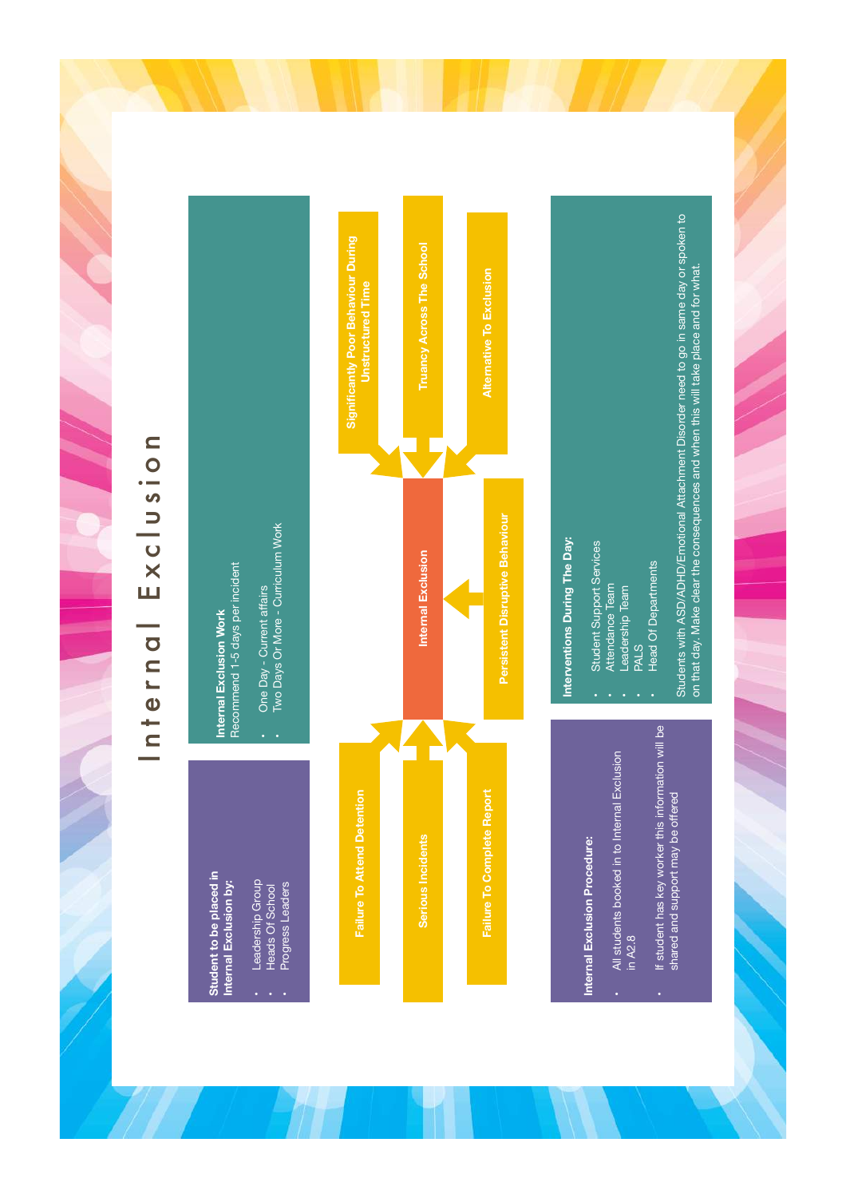# Internal Exclusion

**Student to be placed in Internal Exclusion by:**

- Leadership Group
- Heads Of School
- Progress Leaders

**Internal Exclusion Work**
Recommend 1-5 days per incident

- One Day - Current affairs
- Two Days Or More - Curriculum Work

**Internal Exclusion**

Reasons leading to Internal Exclusion:

- Failure To Attend Detention
- Serious Incidents
- Failure To Complete Report
- Significantly Poor Behaviour During Unstructured Time
- Truancy Across The School
- Alternative To Exclusion
- Persistent Disruptive Behaviour

**Internal Exclusion Procedure:**

- All students booked in to Internal Exclusion in A2.8
- If student has key worker this information will be shared and support may be offered

**Interventions During The Day:**

- Student Support Services
- Attendance Team
- Leadership Team
- PALS
- Head Of Departments

Students with ASD/ADHD/Emotional Attachment Disorder need to go in same day or spoken to on that day. Make clear the consequences and when this will take place and for what.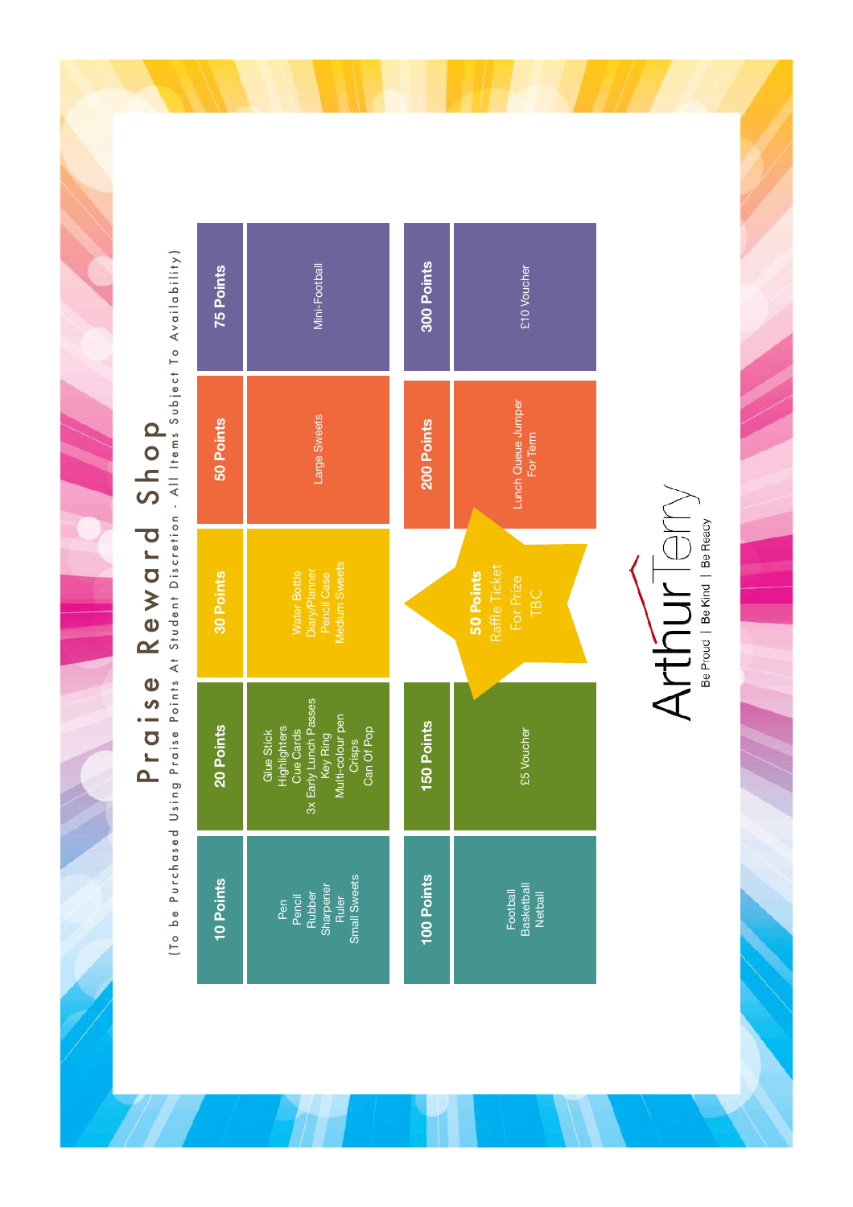# Praise Reward Shop

(To be Purchased Using Praise Points At Student Discretion - All Items Subject To Availability)

| 10 Points | 20 Points | 30 Points | 50 Points | 75 Points |
|---|---|---|---|---|
| Pen<br>Pencil<br>Rubber<br>Sharpener<br>Ruler<br>Small Sweets | Glue Stick<br>Highlighters<br>Cue Cards<br>3x Early Lunch Passes<br>Key Ring<br>Multi-colour pen<br>Crisps<br>Can Of Pop | Water Bottle<br>Diary/Planner<br>Pencil Case<br>Medium Sweets | Large Sweets | Mini-Football |

| 100 Points | 150 Points | 200 Points | 300 Points |
|---|---|---|---|
| Football<br>Basketball<br>Netball | £5 Voucher | Lunch Queue Jumper For Term | £10 Voucher |

**50 Points**
Raffle Ticket For Prize TBC

Arthur Terry

Be Proud | Be Kind | Be Ready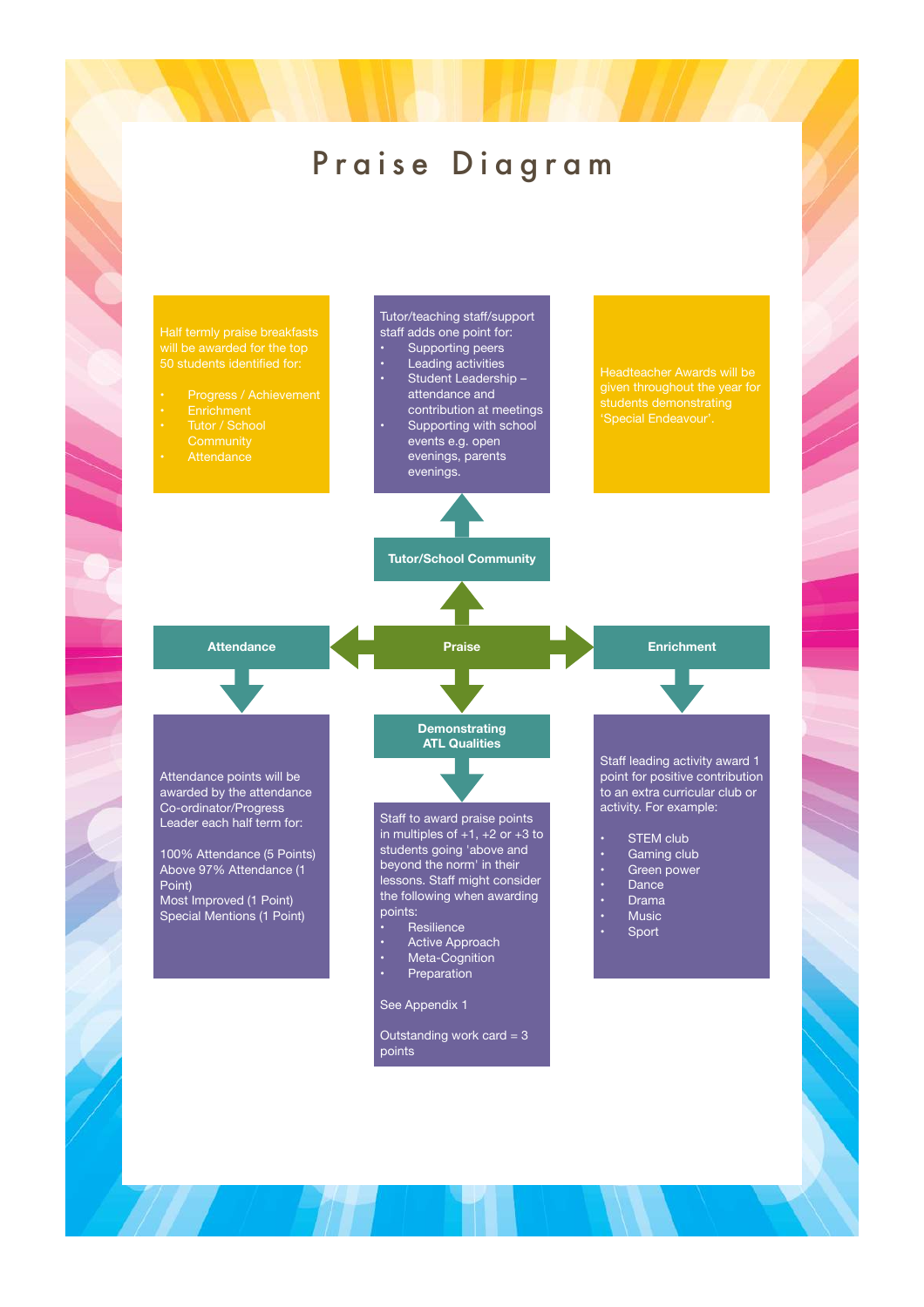# Praise Diagram

Half termly praise breakfasts will be awarded for the top 50 students identified for:

- Progress / Achievement
- Enrichment
- Tutor / School Community
- Attendance

Tutor/teaching staff/support staff adds one point for:

- Supporting peers
- Leading activities
- Student Leadership – attendance and contribution at meetings
- Supporting with school events e.g. open evenings, parents evenings.

Headteacher Awards will be given throughout the year for students demonstrating 'Special Endeavour'.

**Tutor/School Community**

**Praise**

**Attendance**

Attendance points will be awarded by the attendance Co-ordinator/Progress Leader each half term for:

100% Attendance (5 Points)
Above 97% Attendance (1 Point)
Most Improved (1 Point)
Special Mentions (1 Point)

**Demonstrating ATL Qualities**

Staff to award praise points in multiples of +1, +2 or +3 to students going 'above and beyond the norm' in their lessons. Staff might consider the following when awarding points:

- Resilience
- Active Approach
- Meta-Cognition
- Preparation

See Appendix 1

Outstanding work card = 3 points

**Enrichment**

Staff leading activity award 1 point for positive contribution to an extra curricular club or activity. For example:

- STEM club
- Gaming club
- Green power
- Dance
- Drama
- Music
- Sport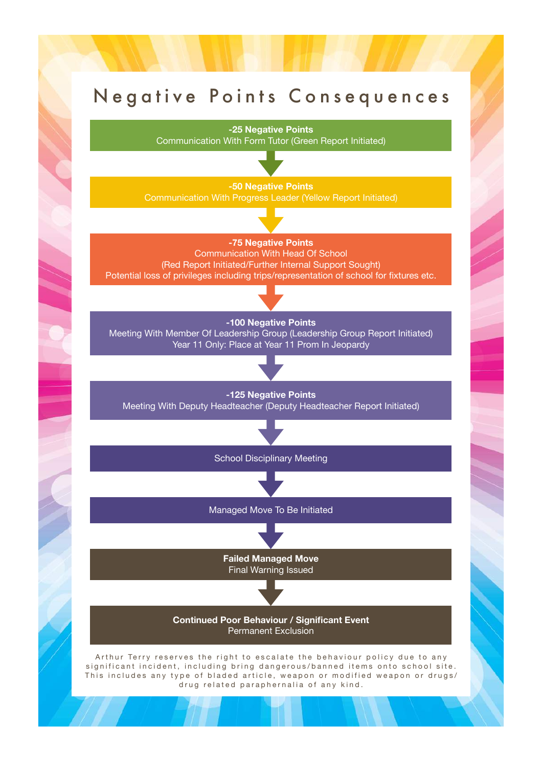# Negative Points Consequences

**-25 Negative Points**
Communication With Form Tutor (Green Report Initiated)

↓

**-50 Negative Points**
Communication With Progress Leader (Yellow Report Initiated)

↓

**-75 Negative Points**
Communication With Head Of School
(Red Report Initiated/Further Internal Support Sought)
Potential loss of privileges including trips/representation of school for fixtures etc.

↓

**-100 Negative Points**
Meeting With Member Of Leadership Group (Leadership Group Report Initiated)
Year 11 Only: Place at Year 11 Prom In Jeopardy

↓

**-125 Negative Points**
Meeting With Deputy Headteacher (Deputy Headteacher Report Initiated)

↓

School Disciplinary Meeting

↓

Managed Move To Be Initiated

↓

**Failed Managed Move**
Final Warning Issued

↓

**Continued Poor Behaviour / Significant Event**
Permanent Exclusion

Arthur Terry reserves the right to escalate the behaviour policy due to any significant incident, including bring dangerous/banned items onto school site. This includes any type of bladed article, weapon or modified weapon or drugs/drug related paraphernalia of any kind.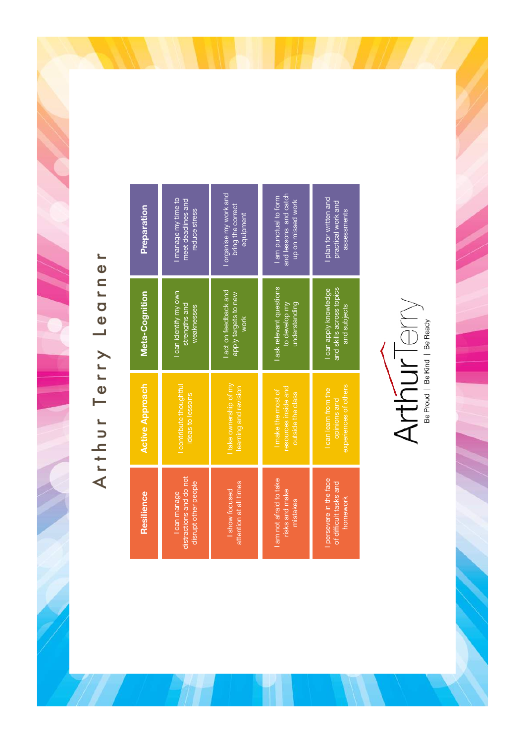# Arthur Terry Learner

| Resilience | Active Approach | Meta-Cognition | Preparation |
|---|---|---|---|
| I can manage distractions and do not disrupt other people | I contribute thoughtful ideas to lessons | I can identify my own strengths and weaknesses | I manage my time to meet deadlines and reduce stress |
| I show focused attention at all times | I take ownership of my learning and revision | I act on feedback and apply targets to new work | I organise my work and bring the correct equipment |
| I am not afraid to take risks and make mistakes | I make the most of resources inside and outside the class | I ask relevant questions to develop my understanding | I am punctual to form and lessons and catch up on missed work |
| I persevere in the face of difficult tasks and homework | I can learn from the opinions and experiences of others | I can apply knowledge and skills across topics and subjects | I plan for written and practical work and assessments |

ArthurTerry

Be Proud | Be Kind | Be Ready